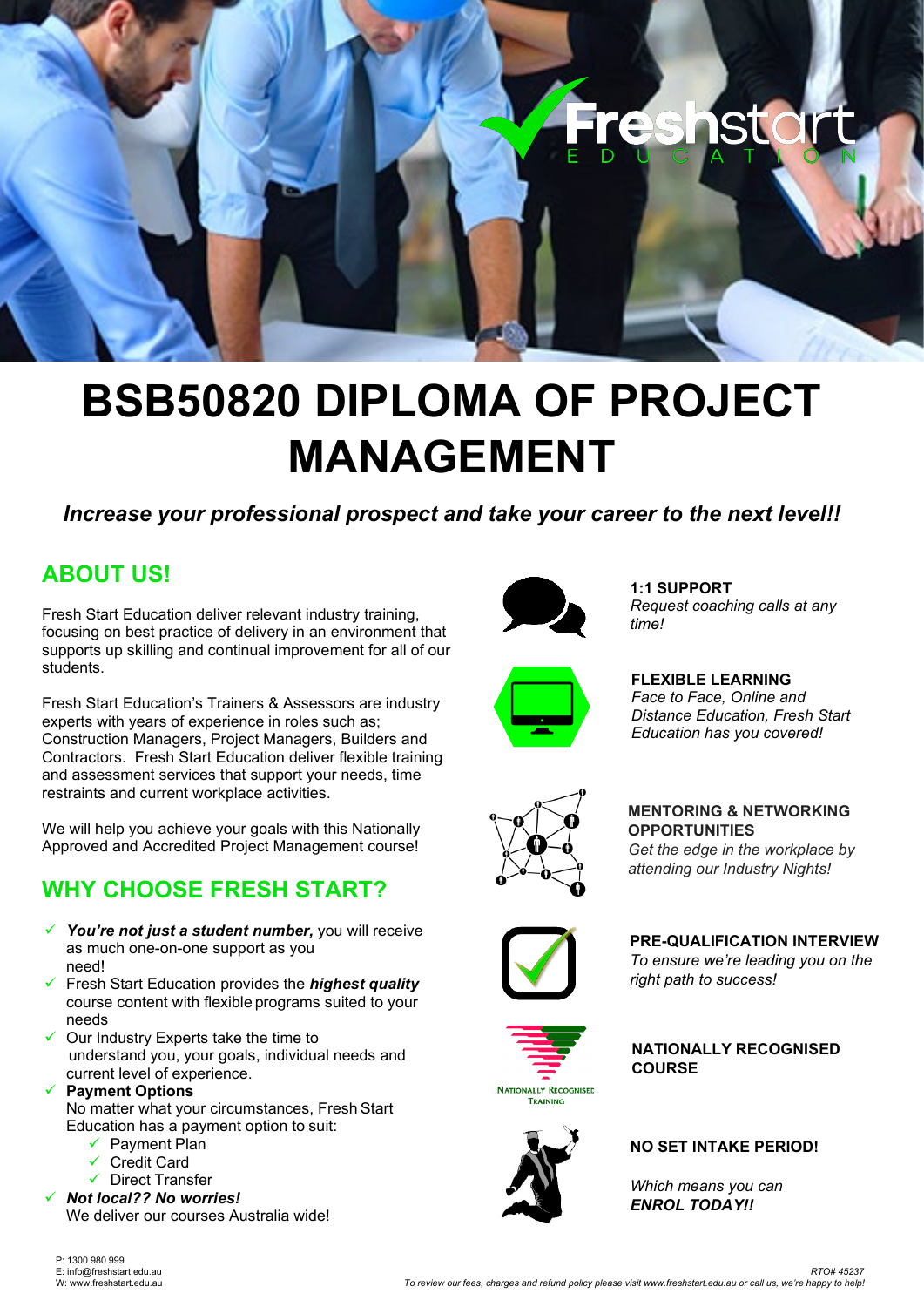# BSB50820 DIPLOMA OF PROJECT MANAGEMENT

***Increase your professional prospect and take your career to the next level!!***

## ABOUT US!

Fresh Start Education deliver relevant industry training, focusing on best practice of delivery in an environment that supports up skilling and continual improvement for all of our students.

Fresh Start Education's Trainers & Assessors are industry experts with years of experience in roles such as; Construction Managers, Project Managers, Builders and Contractors. Fresh Start Education deliver flexible training and assessment services that support your needs, time restraints and current workplace activities.

We will help you achieve your goals with this Nationally Approved and Accredited Project Management course!

## WHY CHOOSE FRESH START?

- ***You're not just a student number,*** you will receive as much one-on-one support as you need!
- Fresh Start Education provides the ***highest quality*** course content with flexible programs suited to your needs
- Our Industry Experts take the time to understand you, your goals, individual needs and current level of experience.
- **Payment Options**
  No matter what your circumstances, Fresh Start Education has a payment option to suit:
  - Payment Plan
  - Credit Card
  - Direct Transfer
- ***Not local?? No worries!***
  We deliver our courses Australia wide!

**1:1 SUPPORT**
*Request coaching calls at any time!*

**FLEXIBLE LEARNING**
*Face to Face, Online and Distance Education, Fresh Start Education has you covered!*

**MENTORING & NETWORKING OPPORTUNITIES**
*Get the edge in the workplace by attending our Industry Nights!*

**PRE-QUALIFICATION INTERVIEW**
*To ensure we're leading you on the right path to success!*

**NATIONALLY RECOGNISED COURSE**

**NO SET INTAKE PERIOD!**

*Which means you can* ***ENROL TODAY!!***

P: 1300 980 999
E: info@freshstart.edu.au
W: www.freshstart.edu.au

RTO# 45237
*To review our fees, charges and refund policy please visit www.freshstart.edu.au or call us, we're happy to help!*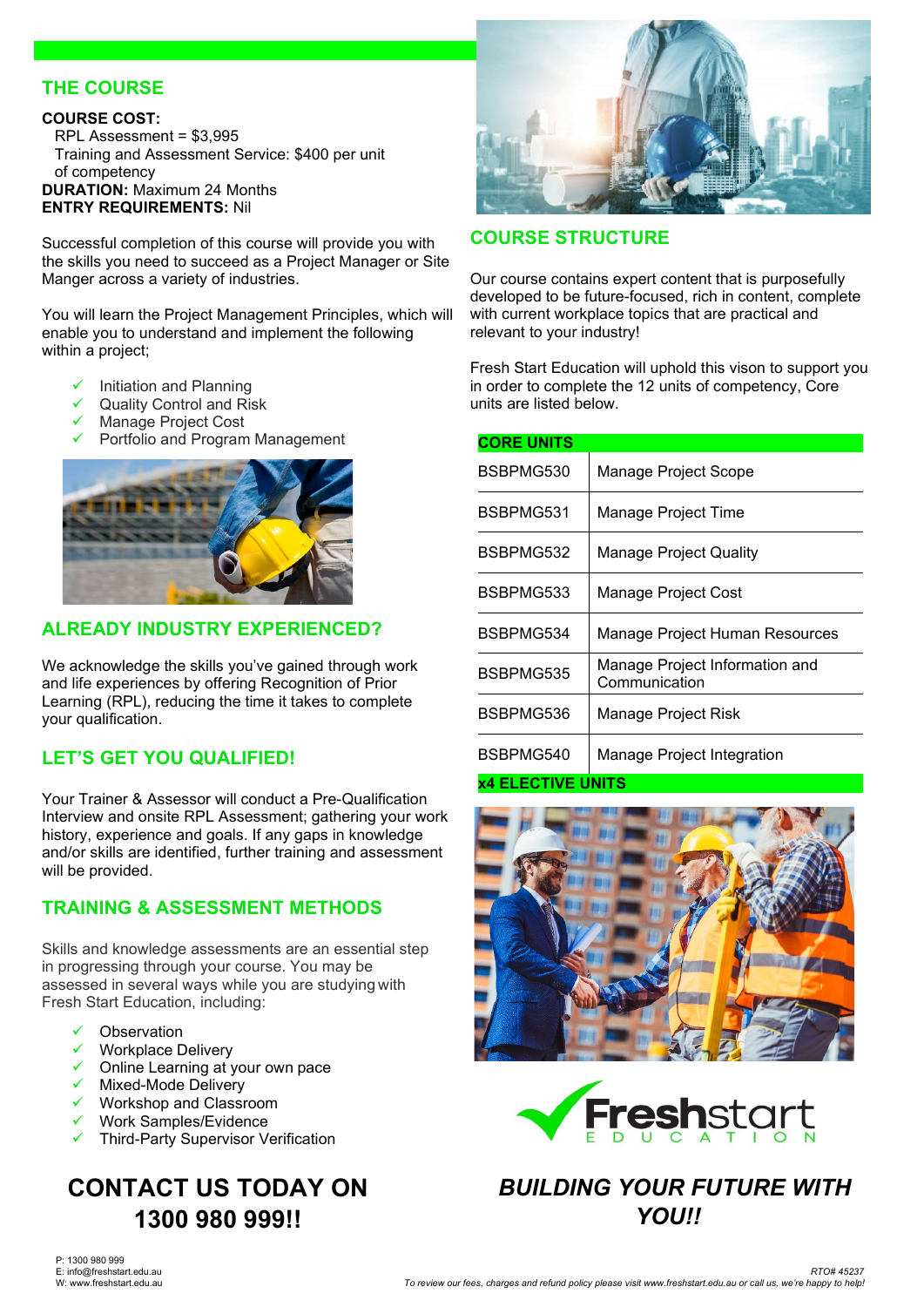## THE COURSE

**COURSE COST:**
RPL Assessment = $3,995
Training and Assessment Service: $400 per unit of competency
**DURATION:** Maximum 24 Months
**ENTRY REQUIREMENTS:** Nil

Successful completion of this course will provide you with the skills you need to succeed as a Project Manager or Site Manger across a variety of industries.

You will learn the Project Management Principles, which will enable you to understand and implement the following within a project;

- ✓ Initiation and Planning
- ✓ Quality Control and Risk
- ✓ Manage Project Cost
- ✓ Portfolio and Program Management

## ALREADY INDUSTRY EXPERIENCED?

We acknowledge the skills you've gained through work and life experiences by offering Recognition of Prior Learning (RPL), reducing the time it takes to complete your qualification.

## LET'S GET YOU QUALIFIED!

Your Trainer & Assessor will conduct a Pre-Qualification Interview and onsite RPL Assessment; gathering your work history, experience and goals. If any gaps in knowledge and/or skills are identified, further training and assessment will be provided.

## TRAINING & ASSESSMENT METHODS

Skills and knowledge assessments are an essential step in progressing through your course. You may be assessed in several ways while you are studying with Fresh Start Education, including:

- ✓ Observation
- ✓ Workplace Delivery
- ✓ Online Learning at your own pace
- ✓ Mixed-Mode Delivery
- ✓ Workshop and Classroom
- ✓ Work Samples/Evidence
- ✓ Third-Party Supervisor Verification

## COURSE STRUCTURE

Our course contains expert content that is purposefully developed to be future-focused, rich in content, complete with current workplace topics that are practical and relevant to your industry!

Fresh Start Education will uphold this vison to support you in order to complete the 12 units of competency, Core units are listed below.

| CORE UNITS | |
|---|---|
| BSBPMG530 | Manage Project Scope |
| BSBPMG531 | Manage Project Time |
| BSBPMG532 | Manage Project Quality |
| BSBPMG533 | Manage Project Cost |
| BSBPMG534 | Manage Project Human Resources |
| BSBPMG535 | Manage Project Information and Communication |
| BSBPMG536 | Manage Project Risk |
| BSBPMG540 | Manage Project Integration |
| **x4 ELECTIVE UNITS** | |

Freshstart EDUCATION

# CONTACT US TODAY ON 1300 980 999!!

# *BUILDING YOUR FUTURE WITH YOU!!*

P: 1300 980 999
E: info@freshstart.edu.au
W: www.freshstart.edu.au

*RTO# 45237*
*To review our fees, charges and refund policy please visit www.freshstart.edu.au or call us, we're happy to help!*